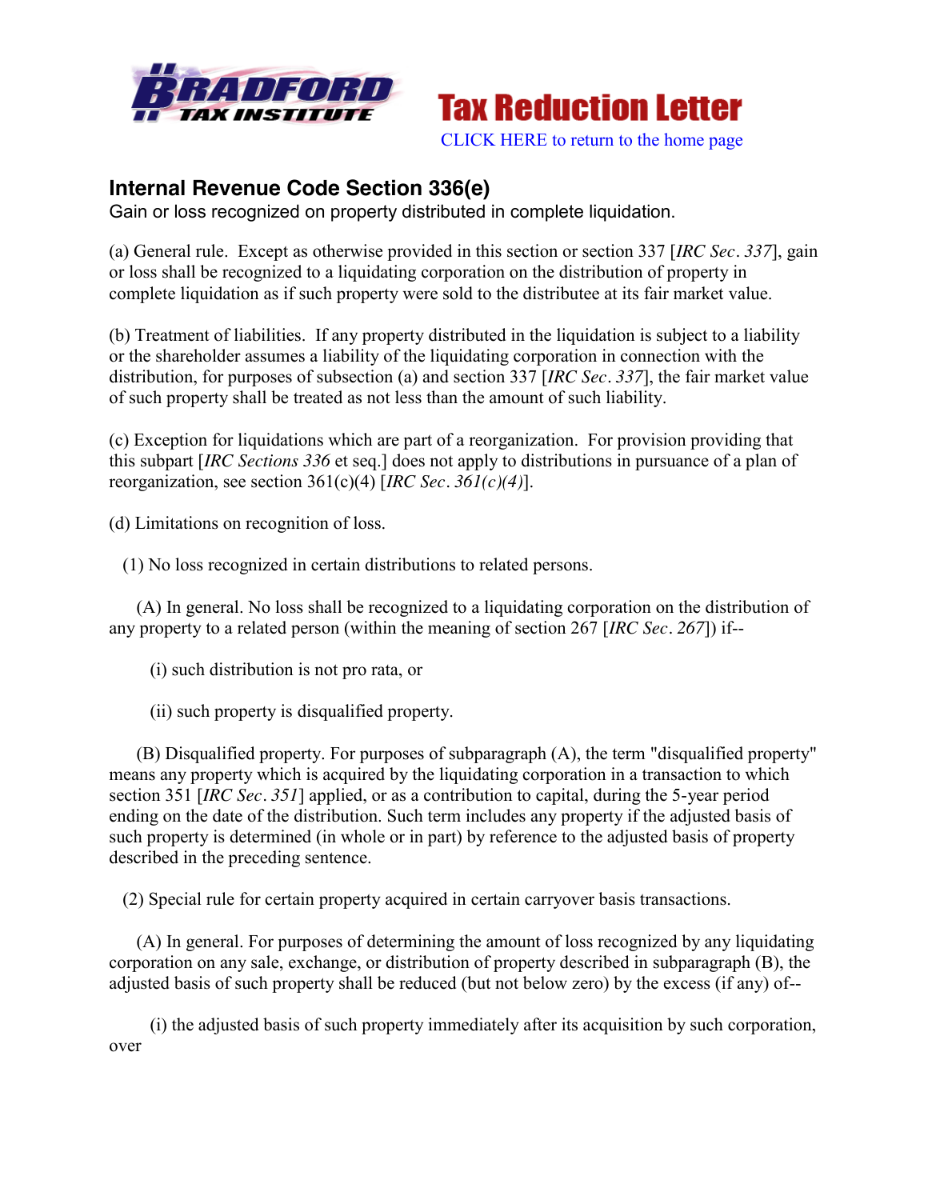**Tax Reduction Letter**

CLICK HERE to return to the home page

## Internal Revenue Code Section 336(e)

Gain or loss recognized on property distributed in complete liquidation.

(a) General rule. Except as otherwise provided in this section or section 337 [*IRC Sec. 337*], gain or loss shall be recognized to a liquidating corporation on the distribution of property in complete liquidation as if such property were sold to the distributee at its fair market value.

(b) Treatment of liabilities. If any property distributed in the liquidation is subject to a liability or the shareholder assumes a liability of the liquidating corporation in connection with the distribution, for purposes of subsection (a) and section 337 [*IRC Sec. 337*], the fair market value of such property shall be treated as not less than the amount of such liability.

(c) Exception for liquidations which are part of a reorganization. For provision providing that this subpart [*IRC Sections 336* et seq.] does not apply to distributions in pursuance of a plan of reorganization, see section 361(c)(4) [*IRC Sec. 361(c)(4)*].

(d) Limitations on recognition of loss.

(1) No loss recognized in certain distributions to related persons.

(A) In general. No loss shall be recognized to a liquidating corporation on the distribution of any property to a related person (within the meaning of section 267 [*IRC Sec. 267*]) if--

(i) such distribution is not pro rata, or

(ii) such property is disqualified property.

(B) Disqualified property. For purposes of subparagraph (A), the term "disqualified property" means any property which is acquired by the liquidating corporation in a transaction to which section 351 [*IRC Sec. 351*] applied, or as a contribution to capital, during the 5-year period ending on the date of the distribution. Such term includes any property if the adjusted basis of such property is determined (in whole or in part) by reference to the adjusted basis of property described in the preceding sentence.

(2) Special rule for certain property acquired in certain carryover basis transactions.

(A) In general. For purposes of determining the amount of loss recognized by any liquidating corporation on any sale, exchange, or distribution of property described in subparagraph (B), the adjusted basis of such property shall be reduced (but not below zero) by the excess (if any) of--

(i) the adjusted basis of such property immediately after its acquisition by such corporation, over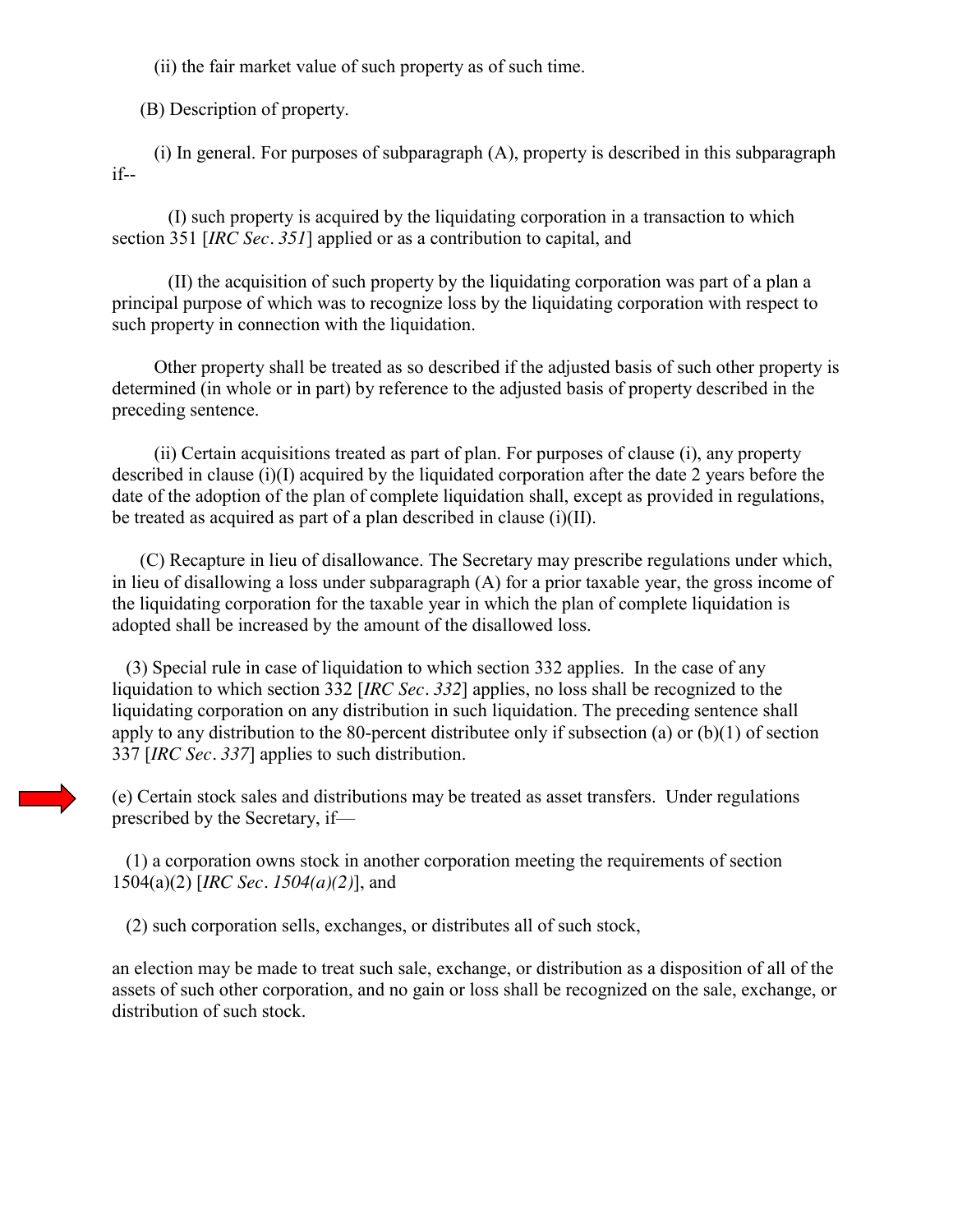(ii) the fair market value of such property as of such time.

(B) Description of property.

(i) In general. For purposes of subparagraph (A), property is described in this subparagraph if--

(I) such property is acquired by the liquidating corporation in a transaction to which section 351 [*IRC Sec. 351*] applied or as a contribution to capital, and

(II) the acquisition of such property by the liquidating corporation was part of a plan a principal purpose of which was to recognize loss by the liquidating corporation with respect to such property in connection with the liquidation.

Other property shall be treated as so described if the adjusted basis of such other property is determined (in whole or in part) by reference to the adjusted basis of property described in the preceding sentence.

(ii) Certain acquisitions treated as part of plan. For purposes of clause (i), any property described in clause (i)(I) acquired by the liquidated corporation after the date 2 years before the date of the adoption of the plan of complete liquidation shall, except as provided in regulations, be treated as acquired as part of a plan described in clause (i)(II).

(C) Recapture in lieu of disallowance. The Secretary may prescribe regulations under which, in lieu of disallowing a loss under subparagraph (A) for a prior taxable year, the gross income of the liquidating corporation for the taxable year in which the plan of complete liquidation is adopted shall be increased by the amount of the disallowed loss.

(3) Special rule in case of liquidation to which section 332 applies. In the case of any liquidation to which section 332 [*IRC Sec. 332*] applies, no loss shall be recognized to the liquidating corporation on any distribution in such liquidation. The preceding sentence shall apply to any distribution to the 80-percent distributee only if subsection (a) or (b)(1) of section 337 [*IRC Sec. 337*] applies to such distribution.

(e) Certain stock sales and distributions may be treated as asset transfers. Under regulations prescribed by the Secretary, if—

(1) a corporation owns stock in another corporation meeting the requirements of section 1504(a)(2) [*IRC Sec. 1504(a)(2)*], and

(2) such corporation sells, exchanges, or distributes all of such stock,

an election may be made to treat such sale, exchange, or distribution as a disposition of all of the assets of such other corporation, and no gain or loss shall be recognized on the sale, exchange, or distribution of such stock.